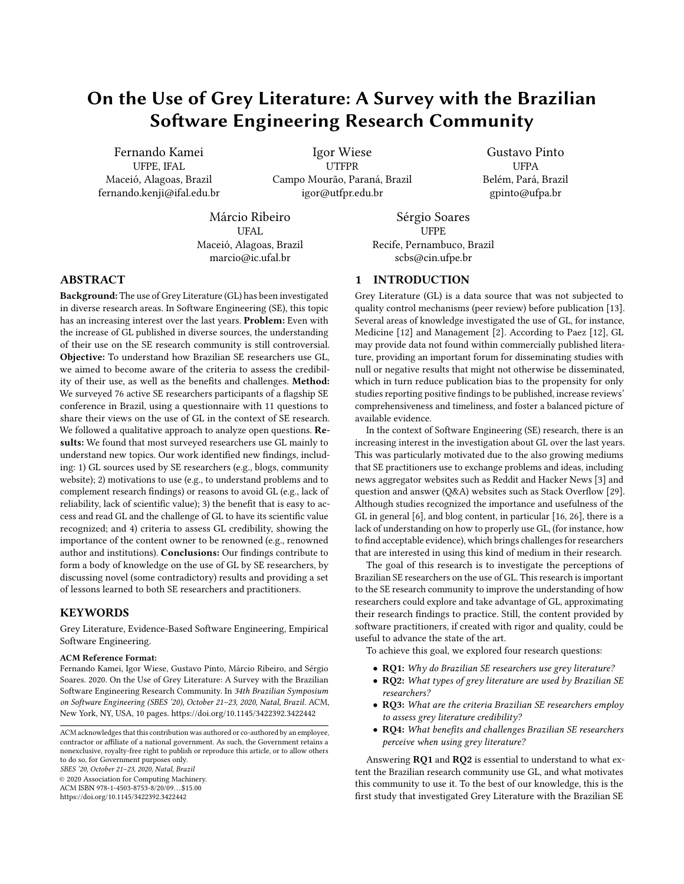# On the Use of Grey Literature: A Survey with the Brazilian Software Engineering Research Community

Fernando Kamei
UFPE, IFAL
Maceió, Alagoas, Brazil
fernando.kenji@ifal.edu.br

Igor Wiese
UTFPR
Campo Mourão, Paraná, Brazil
igor@utfpr.edu.br

Gustavo Pinto
UFPA
Belém, Pará, Brazil
gpinto@ufpa.br

Márcio Ribeiro
UFAL
Maceió, Alagoas, Brazil
marcio@ic.ufal.br

Sérgio Soares
UFPE
Recife, Pernambuco, Brazil
scbs@cin.ufpe.br

## ABSTRACT

**Background:** The use of Grey Literature (GL) has been investigated in diverse research areas. In Software Engineering (SE), this topic has an increasing interest over the last years. **Problem:** Even with the increase of GL published in diverse sources, the understanding of their use on the SE research community is still controversial. **Objective:** To understand how Brazilian SE researchers use GL, we aimed to become aware of the criteria to assess the credibility of their use, as well as the benefits and challenges. **Method:** We surveyed 76 active SE researchers participants of a flagship SE conference in Brazil, using a questionnaire with 11 questions to share their views on the use of GL in the context of SE research. We followed a qualitative approach to analyze open questions. **Results:** We found that most surveyed researchers use GL mainly to understand new topics. Our work identified new findings, including: 1) GL sources used by SE researchers (e.g., blogs, community website); 2) motivations to use (e.g., to understand problems and to complement research findings) or reasons to avoid GL (e.g., lack of reliability, lack of scientific value); 3) the benefit that is easy to access and read GL and the challenge of GL to have its scientific value recognized; and 4) criteria to assess GL credibility, showing the importance of the content owner to be renowned (e.g., renowned author and institutions). **Conclusions:** Our findings contribute to form a body of knowledge on the use of GL by SE researchers, by discussing novel (some contradictory) results and providing a set of lessons learned to both SE researchers and practitioners.

## KEYWORDS

Grey Literature, Evidence-Based Software Engineering, Empirical Software Engineering.

**ACM Reference Format:**
Fernando Kamei, Igor Wiese, Gustavo Pinto, Márcio Ribeiro, and Sérgio Soares. 2020. On the Use of Grey Literature: A Survey with the Brazilian Software Engineering Research Community. In *34th Brazilian Symposium on Software Engineering (SBES '20), October 21–23, 2020, Natal, Brazil.* ACM, New York, NY, USA, 10 pages. https://doi.org/10.1145/3422392.3422442

ACM acknowledges that this contribution was authored or co-authored by an employee, contractor or affiliate of a national government. As such, the Government retains a nonexclusive, royalty-free right to publish or reproduce this article, or to allow others to do so, for Government purposes only.
*SBES '20, October 21–23, 2020, Natal, Brazil*
© 2020 Association for Computing Machinery.
ACM ISBN 978-1-4503-8753-8/20/09…$15.00
https://doi.org/10.1145/3422392.3422442

## 1 INTRODUCTION

Grey Literature (GL) is a data source that was not subjected to quality control mechanisms (peer review) before publication [13]. Several areas of knowledge investigated the use of GL, for instance, Medicine [12] and Management [2]. According to Paez [12], GL may provide data not found within commercially published literature, providing an important forum for disseminating studies with null or negative results that might not otherwise be disseminated, which in turn reduce publication bias to the propensity for only studies reporting positive findings to be published, increase reviews' comprehensiveness and timeliness, and foster a balanced picture of available evidence.

In the context of Software Engineering (SE) research, there is an increasing interest in the investigation about GL over the last years. This was particularly motivated due to the also growing mediums that SE practitioners use to exchange problems and ideas, including news aggregator websites such as Reddit and Hacker News [3] and question and answer (Q&A) websites such as Stack Overflow [29]. Although studies recognized the importance and usefulness of the GL in general [6], and blog content, in particular [16, 26], there is a lack of understanding on how to properly use GL, (for instance, how to find acceptable evidence), which brings challenges for researchers that are interested in using this kind of medium in their research.

The goal of this research is to investigate the perceptions of Brazilian SE researchers on the use of GL. This research is important to the SE research community to improve the understanding of how researchers could explore and take advantage of GL, approximating their research findings to practice. Still, the content provided by software practitioners, if created with rigor and quality, could be useful to advance the state of the art.

To achieve this goal, we explored four research questions:

- **RQ1:** *Why do Brazilian SE researchers use grey literature?*
- **RQ2:** *What types of grey literature are used by Brazilian SE researchers?*
- **RQ3:** *What are the criteria Brazilian SE researchers employ to assess grey literature credibility?*
- **RQ4:** *What benefits and challenges Brazilian SE researchers perceive when using grey literature?*

Answering **RQ1** and **RQ2** is essential to understand to what extent the Brazilian research community use GL, and what motivates this community to use it. To the best of our knowledge, this is the first study that investigated Grey Literature with the Brazilian SE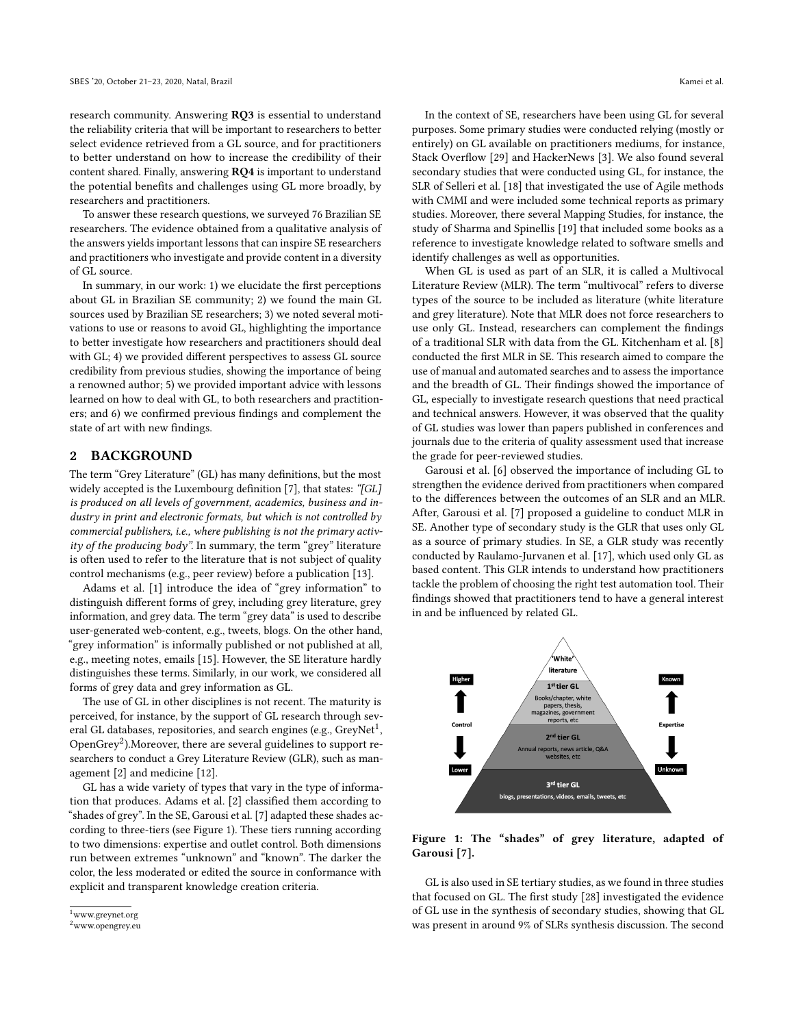research community. Answering **RQ3** is essential to understand the reliability criteria that will be important to researchers to better select evidence retrieved from a GL source, and for practitioners to better understand on how to increase the credibility of their content shared. Finally, answering **RQ4** is important to understand the potential benefits and challenges using GL more broadly, by researchers and practitioners.

To answer these research questions, we surveyed 76 Brazilian SE researchers. The evidence obtained from a qualitative analysis of the answers yields important lessons that can inspire SE researchers and practitioners who investigate and provide content in a diversity of GL source.

In summary, in our work: 1) we elucidate the first perceptions about GL in Brazilian SE community; 2) we found the main GL sources used by Brazilian SE researchers; 3) we noted several motivations to use or reasons to avoid GL, highlighting the importance to better investigate how researchers and practitioners should deal with GL; 4) we provided different perspectives to assess GL source credibility from previous studies, showing the importance of being a renowned author; 5) we provided important advice with lessons learned on how to deal with GL, to both researchers and practitioners; and 6) we confirmed previous findings and complement the state of art with new findings.

## 2 BACKGROUND

The term "Grey Literature" (GL) has many definitions, but the most widely accepted is the Luxembourg definition [7], that states: *"[GL] is produced on all levels of government, academics, business and industry in print and electronic formats, but which is not controlled by commercial publishers, i.e., where publishing is not the primary activity of the producing body"*. In summary, the term "grey" literature is often used to refer to the literature that is not subject of quality control mechanisms (e.g., peer review) before a publication [13].

Adams et al. [1] introduce the idea of "grey information" to distinguish different forms of grey, including grey literature, grey information, and grey data. The term "grey data" is used to describe user-generated web-content, e.g., tweets, blogs. On the other hand, "grey information" is informally published or not published at all, e.g., meeting notes, emails [15]. However, the SE literature hardly distinguishes these terms. Similarly, in our work, we considered all forms of grey data and grey information as GL.

The use of GL in other disciplines is not recent. The maturity is perceived, for instance, by the support of GL research through several GL databases, repositories, and search engines (e.g., GreyNet[1], OpenGrey[2]).Moreover, there are several guidelines to support researchers to conduct a Grey Literature Review (GLR), such as management [2] and medicine [12].

GL has a wide variety of types that vary in the type of information that produces. Adams et al. [2] classified them according to "shades of grey". In the SE, Garousi et al. [7] adapted these shades according to three-tiers (see Figure 1). These tiers running according to two dimensions: expertise and outlet control. Both dimensions run between extremes "unknown" and "known". The darker the color, the less moderated or edited the source in conformance with explicit and transparent knowledge creation criteria.

[1] www.greynet.org
[2] www.opengrey.eu

In the context of SE, researchers have been using GL for several purposes. Some primary studies were conducted relying (mostly or entirely) on GL available on practitioners mediums, for instance, Stack Overflow [29] and HackerNews [3]. We also found several secondary studies that were conducted using GL, for instance, the SLR of Selleri et al. [18] that investigated the use of Agile methods with CMMI and were included some technical reports as primary studies. Moreover, there several Mapping Studies, for instance, the study of Sharma and Spinellis [19] that included some books as a reference to investigate knowledge related to software smells and identify challenges as well as opportunities.

When GL is used as part of an SLR, it is called a Multivocal Literature Review (MLR). The term "multivocal" refers to diverse types of the source to be included as literature (white literature and grey literature). Note that MLR does not force researchers to use only GL. Instead, researchers can complement the findings of a traditional SLR with data from the GL. Kitchenham et al. [8] conducted the first MLR in SE. This research aimed to compare the use of manual and automated searches and to assess the importance and the breadth of GL. Their findings showed the importance of GL, especially to investigate research questions that need practical and technical answers. However, it was observed that the quality of GL studies was lower than papers published in conferences and journals due to the criteria of quality assessment used that increase the grade for peer-reviewed studies.

Garousi et al. [6] observed the importance of including GL to strengthen the evidence derived from practitioners when compared to the differences between the outcomes of an SLR and an MLR. After, Garousi et al. [7] proposed a guideline to conduct MLR in SE. Another type of secondary study is the GLR that uses only GL as a source of primary studies. In SE, a GLR study was recently conducted by Raulamo-Jurvanen et al. [17], which used only GL as based content. This GLR intends to understand how practitioners tackle the problem of choosing the right test automation tool. Their findings showed that practitioners tend to have a general interest in and be influenced by related GL.

**Figure 1: The "shades" of grey literature, adapted of Garousi [7].**

GL is also used in SE tertiary studies, as we found in three studies that focused on GL. The first study [28] investigated the evidence of GL use in the synthesis of secondary studies, showing that GL was present in around 9% of SLRs synthesis discussion. The second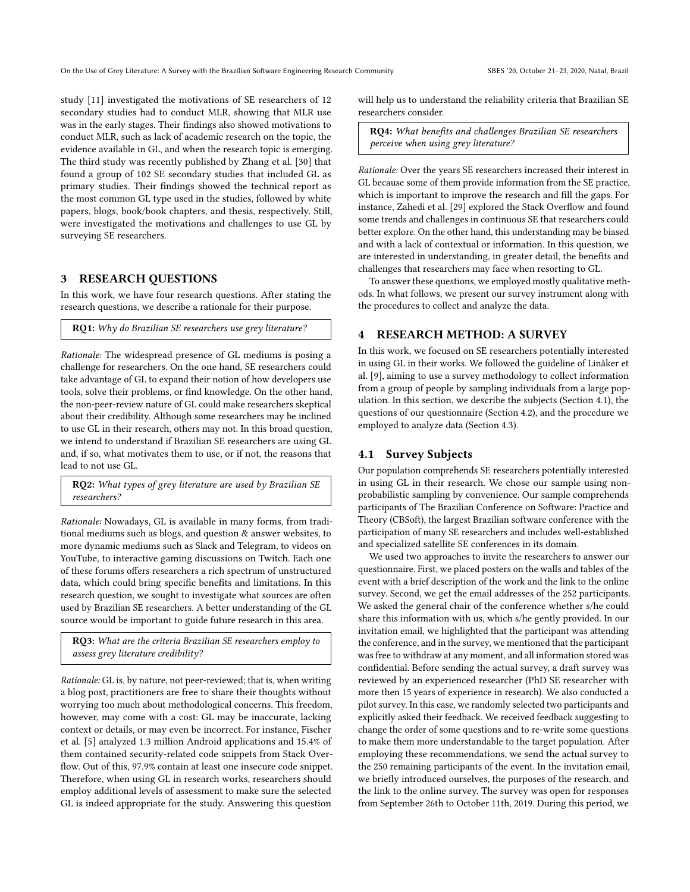study [11] investigated the motivations of SE researchers of 12 secondary studies had to conduct MLR, showing that MLR use was in the early stages. Their findings also showed motivations to conduct MLR, such as lack of academic research on the topic, the evidence available in GL, and when the research topic is emerging. The third study was recently published by Zhang et al. [30] that found a group of 102 SE secondary studies that included GL as primary studies. Their findings showed the technical report as the most common GL type used in the studies, followed by white papers, blogs, book/book chapters, and thesis, respectively. Still, were investigated the motivations and challenges to use GL by surveying SE researchers.

## 3 RESEARCH QUESTIONS

In this work, we have four research questions. After stating the research questions, we describe a rationale for their purpose.

> **RQ1:** *Why do Brazilian SE researchers use grey literature?*

*Rationale:* The widespread presence of GL mediums is posing a challenge for researchers. On the one hand, SE researchers could take advantage of GL to expand their notion of how developers use tools, solve their problems, or find knowledge. On the other hand, the non-peer-review nature of GL could make researchers skeptical about their credibility. Although some researchers may be inclined to use GL in their research, others may not. In this broad question, we intend to understand if Brazilian SE researchers are using GL and, if so, what motivates them to use, or if not, the reasons that lead to not use GL.

> **RQ2:** *What types of grey literature are used by Brazilian SE researchers?*

*Rationale:* Nowadays, GL is available in many forms, from traditional mediums such as blogs, and question & answer websites, to more dynamic mediums such as Slack and Telegram, to videos on YouTube, to interactive gaming discussions on Twitch. Each one of these forums offers researchers a rich spectrum of unstructured data, which could bring specific benefits and limitations. In this research question, we sought to investigate what sources are often used by Brazilian SE researchers. A better understanding of the GL source would be important to guide future research in this area.

> **RQ3:** *What are the criteria Brazilian SE researchers employ to assess grey literature credibility?*

*Rationale:* GL is, by nature, not peer-reviewed; that is, when writing a blog post, practitioners are free to share their thoughts without worrying too much about methodological concerns. This freedom, however, may come with a cost: GL may be inaccurate, lacking context or details, or may even be incorrect. For instance, Fischer et al. [5] analyzed 1.3 million Android applications and 15.4% of them contained security-related code snippets from Stack Overflow. Out of this, 97.9% contain at least one insecure code snippet. Therefore, when using GL in research works, researchers should employ additional levels of assessment to make sure the selected GL is indeed appropriate for the study. Answering this question will help us to understand the reliability criteria that Brazilian SE researchers consider.

> **RQ4:** *What benefits and challenges Brazilian SE researchers perceive when using grey literature?*

*Rationale:* Over the years SE researchers increased their interest in GL because some of them provide information from the SE practice, which is important to improve the research and fill the gaps. For instance, Zahedi et al. [29] explored the Stack Overflow and found some trends and challenges in continuous SE that researchers could better explore. On the other hand, this understanding may be biased and with a lack of contextual or information. In this question, we are interested in understanding, in greater detail, the benefits and challenges that researchers may face when resorting to GL.

To answer these questions, we employed mostly qualitative methods. In what follows, we present our survey instrument along with the procedures to collect and analyze the data.

## 4 RESEARCH METHOD: A SURVEY

In this work, we focused on SE researchers potentially interested in using GL in their works. We followed the guideline of Linåker et al. [9], aiming to use a survey methodology to collect information from a group of people by sampling individuals from a large population. In this section, we describe the subjects (Section 4.1), the questions of our questionnaire (Section 4.2), and the procedure we employed to analyze data (Section 4.3).

### 4.1 Survey Subjects

Our population comprehends SE researchers potentially interested in using GL in their research. We chose our sample using non-probabilistic sampling by convenience. Our sample comprehends participants of The Brazilian Conference on Software: Practice and Theory (CBSoft), the largest Brazilian software conference with the participation of many SE researchers and includes well-established and specialized satellite SE conferences in its domain.

We used two approaches to invite the researchers to answer our questionnaire. First, we placed posters on the walls and tables of the event with a brief description of the work and the link to the online survey. Second, we get the email addresses of the 252 participants. We asked the general chair of the conference whether s/he could share this information with us, which s/he gently provided. In our invitation email, we highlighted that the participant was attending the conference, and in the survey, we mentioned that the participant was free to withdraw at any moment, and all information stored was confidential. Before sending the actual survey, a draft survey was reviewed by an experienced researcher (PhD SE researcher with more then 15 years of experience in research). We also conducted a pilot survey. In this case, we randomly selected two participants and explicitly asked their feedback. We received feedback suggesting to change the order of some questions and to re-write some questions to make them more understandable to the target population. After employing these recommendations, we send the actual survey to the 250 remaining participants of the event. In the invitation email, we briefly introduced ourselves, the purposes of the research, and the link to the online survey. The survey was open for responses from September 26th to October 11th, 2019. During this period, we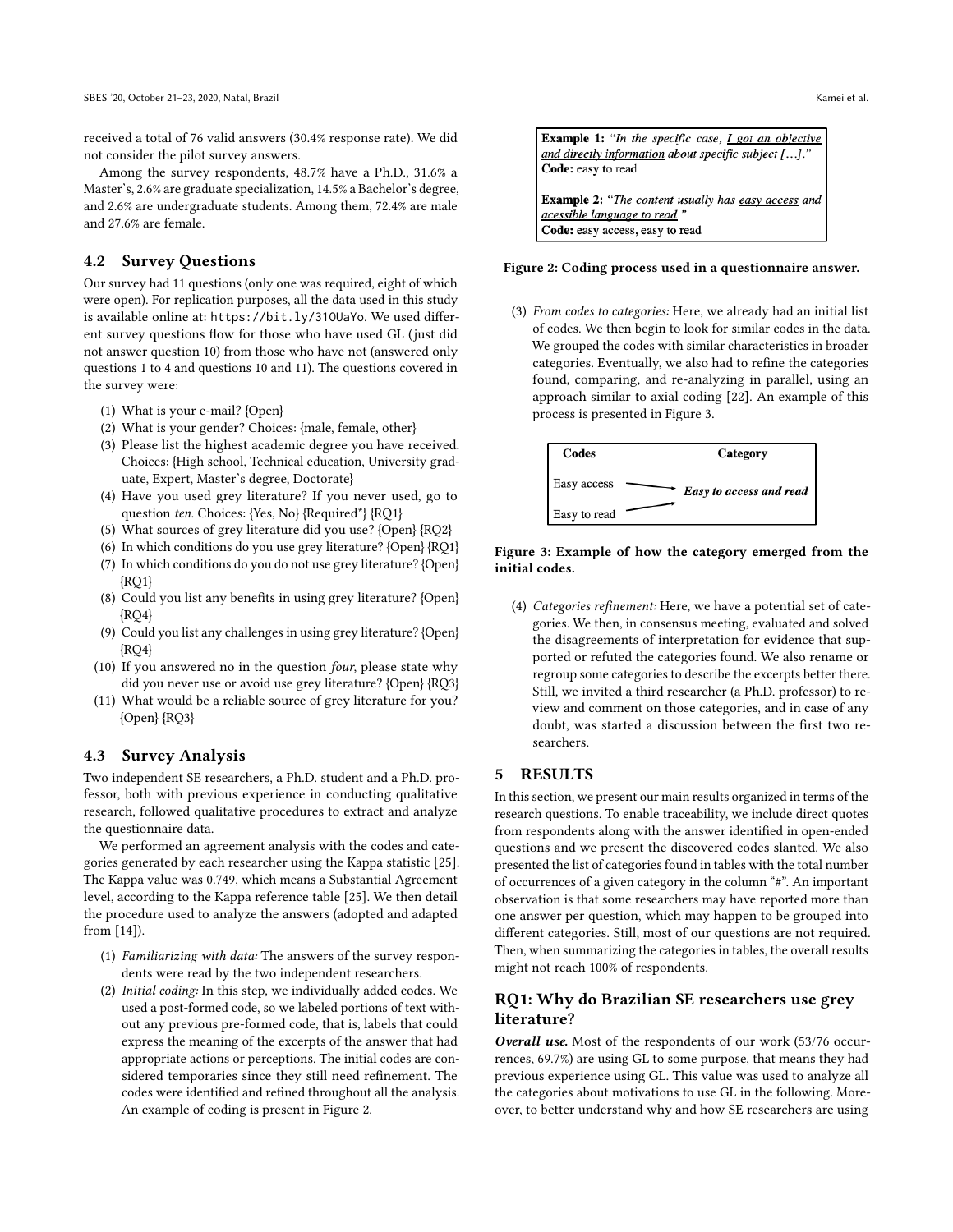received a total of 76 valid answers (30.4% response rate). We did not consider the pilot survey answers.

Among the survey respondents, 48.7% have a Ph.D., 31.6% a Master's, 2.6% are graduate specialization, 14.5% a Bachelor's degree, and 2.6% are undergraduate students. Among them, 72.4% are male and 27.6% are female.

## 4.2 Survey Questions

Our survey had 11 questions (only one was required, eight of which were open). For replication purposes, all the data used in this study is available online at: `https://bit.ly/31OUaYo`. We used different survey questions flow for those who have used GL (just did not answer question 10) from those who have not (answered only questions 1 to 4 and questions 10 and 11). The questions covered in the survey were:

(1) What is your e-mail? {Open}
(2) What is your gender? Choices: {male, female, other}
(3) Please list the highest academic degree you have received. Choices: {High school, Technical education, University graduate, Expert, Master's degree, Doctorate}
(4) Have you used grey literature? If you never used, go to question *ten*. Choices: {Yes, No} {Required*} {RQ1}
(5) What sources of grey literature did you use? {Open} {RQ2}
(6) In which conditions do you use grey literature? {Open} {RQ1}
(7) In which conditions do you do not use grey literature? {Open} {RQ1}
(8) Could you list any benefits in using grey literature? {Open} {RQ4}
(9) Could you list any challenges in using grey literature? {Open} {RQ4}
(10) If you answered no in the question *four*, please state why did you never use or avoid use grey literature? {Open} {RQ3}
(11) What would be a reliable source of grey literature for you? {Open} {RQ3}

## 4.3 Survey Analysis

Two independent SE researchers, a Ph.D. student and a Ph.D. professor, both with previous experience in conducting qualitative research, followed qualitative procedures to extract and analyze the questionnaire data.

We performed an agreement analysis with the codes and categories generated by each researcher using the Kappa statistic [25]. The Kappa value was 0.749, which means a Substantial Agreement level, according to the Kappa reference table [25]. We then detail the procedure used to analyze the answers (adopted and adapted from [14]).

(1) *Familiarizing with data:* The answers of the survey respondents were read by the two independent researchers.
(2) *Initial coding:* In this step, we individually added codes. We used a post-formed code, so we labeled portions of text without any previous pre-formed code, that is, labels that could express the meaning of the excerpts of the answer that had appropriate actions or perceptions. The initial codes are considered temporaries since they still need refinement. The codes were identified and refined throughout all the analysis. An example of coding is present in Figure 2.

**Example 1:** "*In the specific case, I got an objective and directly information about specific subject […].*"
**Code:** easy to read

**Example 2:** "*The content usually has easy access and acessible language to read.*"
**Code:** easy access, easy to read

**Figure 2: Coding process used in a questionnaire answer.**

(3) *From codes to categories:* Here, we already had an initial list of codes. We then begin to look for similar codes in the data. We grouped the codes with similar characteristics in broader categories. Eventually, we also had to refine the categories found, comparing, and re-analyzing in parallel, using an approach similar to axial coding [22]. An example of this process is presented in Figure 3.

| Codes | Category |
|---|---|
| Easy access | *Easy to access and read* |
| Easy to read | |

**Figure 3: Example of how the category emerged from the initial codes.**

(4) *Categories refinement:* Here, we have a potential set of categories. We then, in consensus meeting, evaluated and solved the disagreements of interpretation for evidence that supported or refuted the categories found. We also rename or regroup some categories to describe the excerpts better there. Still, we invited a third researcher (a Ph.D. professor) to review and comment on those categories, and in case of any doubt, was started a discussion between the first two researchers.

# 5 RESULTS

In this section, we present our main results organized in terms of the research questions. To enable traceability, we include direct quotes from respondents along with the answer identified in open-ended questions and we present the discovered codes slanted. We also presented the list of categories found in tables with the total number of occurrences of a given category in the column "#". An important observation is that some researchers may have reported more than one answer per question, which may happen to be grouped into different categories. Still, most of our questions are not required. Then, when summarizing the categories in tables, the overall results might not reach 100% of respondents.

## RQ1: Why do Brazilian SE researchers use grey literature?

***Overall use.*** Most of the respondents of our work (53/76 occurrences, 69.7%) are using GL to some purpose, that means they had previous experience using GL. This value was used to analyze all the categories about motivations to use GL in the following. Moreover, to better understand why and how SE researchers are using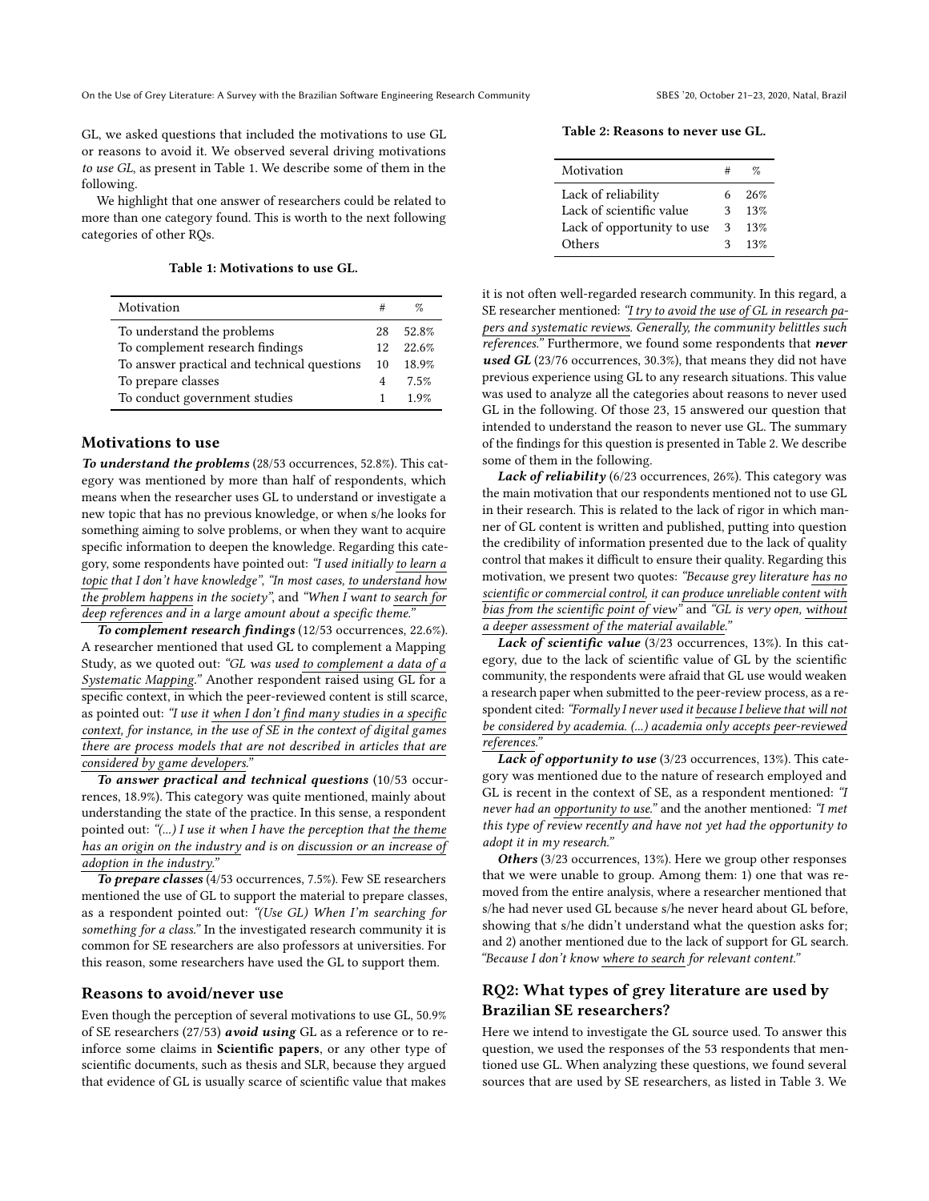GL, we asked questions that included the motivations to use GL or reasons to avoid it. We observed several driving motivations *to use GL*, as present in Table 1. We describe some of them in the following.

We highlight that one answer of researchers could be related to more than one category found. This is worth to the next following categories of other RQs.

**Table 1: Motivations to use GL.**

| Motivation | # | % |
|---|---|---|
| To understand the problems | 28 | 52.8% |
| To complement research findings | 12 | 22.6% |
| To answer practical and technical questions | 10 | 18.9% |
| To prepare classes | 4 | 7.5% |
| To conduct government studies | 1 | 1.9% |

### Motivations to use

***To understand the problems*** (28/53 occurrences, 52.8%). This category was mentioned by more than half of respondents, which means when the researcher uses GL to understand or investigate a new topic that has no previous knowledge, or when s/he looks for something aiming to solve problems, or when they want to acquire specific information to deepen the knowledge. Regarding this category, some respondents have pointed out: *"I used initially to learn a topic that I don't have knowledge"*, *"In most cases, to understand how the problem happens in the society"*, and *"When I want to search for deep references and in a large amount about a specific theme."*

***To complement research findings*** (12/53 occurrences, 22.6%). A researcher mentioned that used GL to complement a Mapping Study, as we quoted out: *"GL was used to complement a data of a Systematic Mapping."* Another respondent raised using GL for a specific context, in which the peer-reviewed content is still scarce, as pointed out: *"I use it when I don't find many studies in a specific context, for instance, in the use of SE in the context of digital games there are process models that are not described in articles that are considered by game developers."*

***To answer practical and technical questions*** (10/53 occurrences, 18.9%). This category was quite mentioned, mainly about understanding the state of the practice. In this sense, a respondent pointed out: *"(...) I use it when I have the perception that the theme has an origin on the industry and is on discussion or an increase of adoption in the industry."*

***To prepare classes*** (4/53 occurrences, 7.5%). Few SE researchers mentioned the use of GL to support the material to prepare classes, as a respondent pointed out: *"(Use GL) When I'm searching for something for a class."* In the investigated research community it is common for SE researchers are also professors at universities. For this reason, some researchers have used the GL to support them.

### Reasons to avoid/never use

Even though the perception of several motivations to use GL, 50.9% of SE researchers (27/53) ***avoid using*** GL as a reference or to reinforce some claims in **Scientific papers**, or any other type of scientific documents, such as thesis and SLR, because they argued that evidence of GL is usually scarce of scientific value that makes it is not often well-regarded research community. In this regard, a SE researcher mentioned: *"I try to avoid the use of GL in research papers and systematic reviews. Generally, the community belittles such references."* Furthermore, we found some respondents that ***never used GL*** (23/76 occurrences, 30.3%), that means they did not have previous experience using GL to any research situations. This value was used to analyze all the categories about reasons to never used GL in the following. Of those 23, 15 answered our question that intended to understand the reason to never use GL. The summary of the findings for this question is presented in Table 2. We describe some of them in the following.

**Table 2: Reasons to never use GL.**

| Motivation | # | % |
|---|---|---|
| Lack of reliability | 6 | 26% |
| Lack of scientific value | 3 | 13% |
| Lack of opportunity to use | 3 | 13% |
| Others | 3 | 13% |

***Lack of reliability*** (6/23 occurrences, 26%). This category was the main motivation that our respondents mentioned not to use GL in their research. This is related to the lack of rigor in which manner of GL content is written and published, putting into question the credibility of information presented due to the lack of quality control that makes it difficult to ensure their quality. Regarding this motivation, we present two quotes: *"Because grey literature has no scientific or commercial control, it can produce unreliable content with bias from the scientific point of view"* and *"GL is very open, without a deeper assessment of the material available."*

***Lack of scientific value*** (3/23 occurrences, 13%). In this category, due to the lack of scientific value of GL by the scientific community, the respondents were afraid that GL use would weaken a research paper when submitted to the peer-review process, as a respondent cited: *"Formally I never used it because I believe that will not be considered by academia. (...) academia only accepts peer-reviewed references."*

***Lack of opportunity to use*** (3/23 occurrences, 13%). This category was mentioned due to the nature of research employed and GL is recent in the context of SE, as a respondent mentioned: *"I never had an opportunity to use."* and the another mentioned: *"I met this type of review recently and have not yet had the opportunity to adopt it in my research."*

***Others*** (3/23 occurrences, 13%). Here we group other responses that we were unable to group. Among them: 1) one that was removed from the entire analysis, where a researcher mentioned that s/he had never used GL because s/he never heard about GL before, showing that s/he didn't understand what the question asks for; and 2) another mentioned due to the lack of support for GL search. *"Because I don't know where to search for relevant content."*

## RQ2: What types of grey literature are used by Brazilian SE researchers?

Here we intend to investigate the GL source used. To answer this question, we used the responses of the 53 respondents that mentioned use GL. When analyzing these questions, we found several sources that are used by SE researchers, as listed in Table 3. We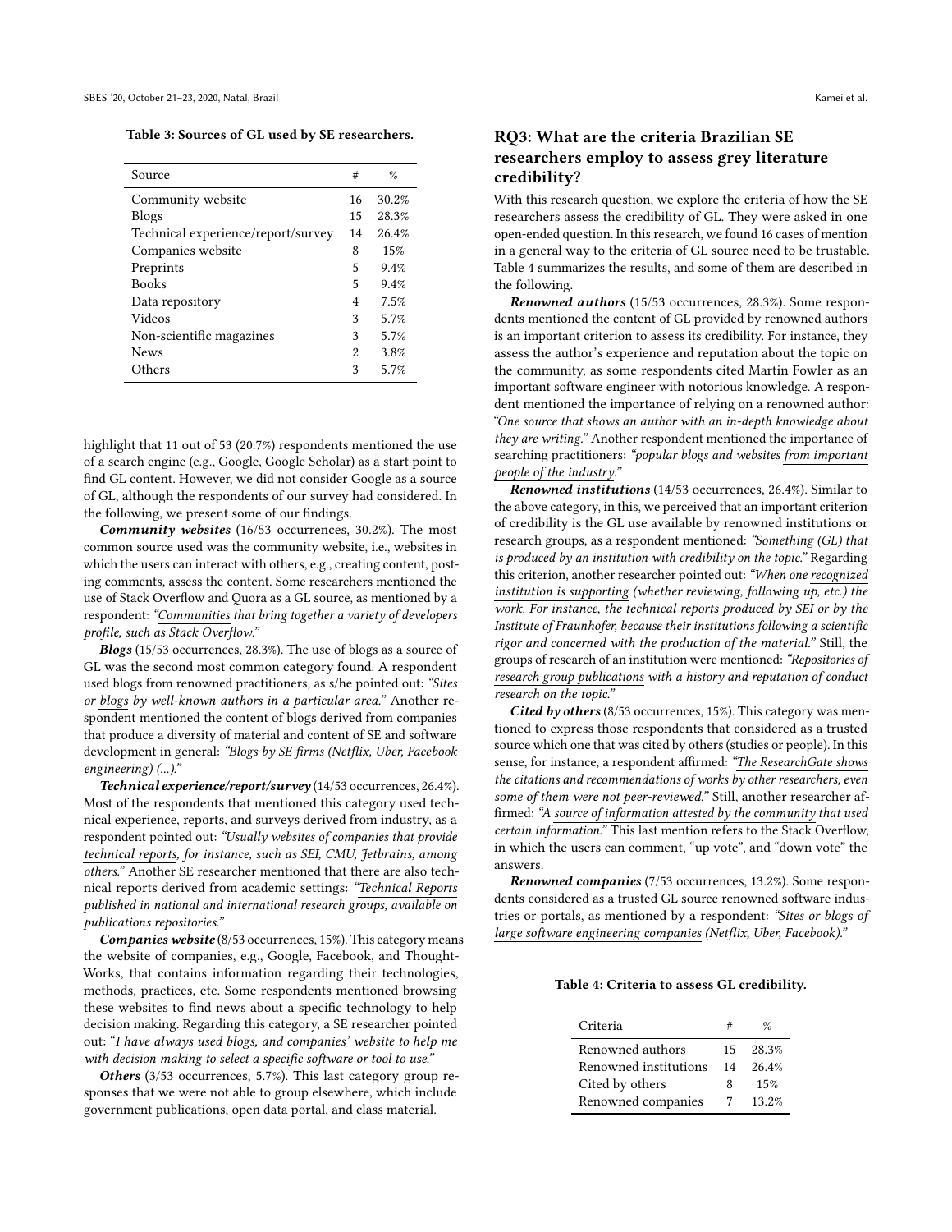Table 3: Sources of GL used by SE researchers.

| Source | # | % |
|---|---|---|
| Community website | 16 | 30.2% |
| Blogs | 15 | 28.3% |
| Technical experience/report/survey | 14 | 26.4% |
| Companies website | 8 | 15% |
| Preprints | 5 | 9.4% |
| Books | 5 | 9.4% |
| Data repository | 4 | 7.5% |
| Videos | 3 | 5.7% |
| Non-scientific magazines | 3 | 5.7% |
| News | 2 | 3.8% |
| Others | 3 | 5.7% |

highlight that 11 out of 53 (20.7%) respondents mentioned the use of a search engine (e.g., Google, Google Scholar) as a start point to find GL content. However, we did not consider Google as a source of GL, although the respondents of our survey had considered. In the following, we present some of our findings.

***Community websites*** (16/53 occurrences, 30.2%). The most common source used was the community website, i.e., websites in which the users can interact with others, e.g., creating content, posting comments, assess the content. Some researchers mentioned the use of Stack Overflow and Quora as a GL source, as mentioned by a respondent: *"Communities that bring together a variety of developers profile, such as Stack Overflow."*

***Blogs*** (15/53 occurrences, 28.3%). The use of blogs as a source of GL was the second most common category found. A respondent used blogs from renowned practitioners, as s/he pointed out: *"Sites or blogs by well-known authors in a particular area."* Another respondent mentioned the content of blogs derived from companies that produce a diversity of material and content of SE and software development in general: *"Blogs by SE firms (Netflix, Uber, Facebook engineering) (...)."*

***Technical experience/report/survey*** (14/53 occurrences, 26.4%). Most of the respondents that mentioned this category used technical experience, reports, and surveys derived from industry, as a respondent pointed out: *"Usually websites of companies that provide technical reports, for instance, such as SEI, CMU, Jetbrains, among others."* Another SE researcher mentioned that there are also technical reports derived from academic settings: *"Technical Reports published in national and international research groups, available on publications repositories."*

***Companies website*** (8/53 occurrences, 15%). This category means the website of companies, e.g., Google, Facebook, and ThoughtWorks, that contains information regarding their technologies, methods, practices, etc. Some respondents mentioned browsing these websites to find news about a specific technology to help decision making. Regarding this category, a SE researcher pointed out: "*I have always used blogs, and companies' website to help me with decision making to select a specific software or tool to use.*"

***Others*** (3/53 occurrences, 5.7%). This last category group responses that we were not able to group elsewhere, which include government publications, open data portal, and class material.

## RQ3: What are the criteria Brazilian SE researchers employ to assess grey literature credibility?

With this research question, we explore the criteria of how the SE researchers assess the credibility of GL. They were asked in one open-ended question. In this research, we found 16 cases of mention in a general way to the criteria of GL source need to be trustable. Table 4 summarizes the results, and some of them are described in the following.

***Renowned authors*** (15/53 occurrences, 28.3%). Some respondents mentioned the content of GL provided by renowned authors is an important criterion to assess its credibility. For instance, they assess the author's experience and reputation about the topic on the community, as some respondents cited Martin Fowler as an important software engineer with notorious knowledge. A respondent mentioned the importance of relying on a renowned author: *"One source that shows an author with an in-depth knowledge about they are writing."* Another respondent mentioned the importance of searching practitioners: *"popular blogs and websites from important people of the industry."*

***Renowned institutions*** (14/53 occurrences, 26.4%). Similar to the above category, in this, we perceived that an important criterion of credibility is the GL use available by renowned institutions or research groups, as a respondent mentioned: *"Something (GL) that is produced by an institution with credibility on the topic."* Regarding this criterion, another researcher pointed out: *"When one recognized institution is supporting (whether reviewing, following up, etc.) the work. For instance, the technical reports produced by SEI or by the Institute of Fraunhofer, because their institutions following a scientific rigor and concerned with the production of the material."* Still, the groups of research of an institution were mentioned: *"Repositories of research group publications with a history and reputation of conduct research on the topic."*

***Cited by others*** (8/53 occurrences, 15%). This category was mentioned to express those respondents that considered as a trusted source which one that was cited by others (studies or people). In this sense, for instance, a respondent affirmed: *"The ResearchGate shows the citations and recommendations of works by other researchers, even some of them were not peer-reviewed."* Still, another researcher affirmed: *"A source of information attested by the community that used certain information."* This last mention refers to the Stack Overflow, in which the users can comment, "up vote", and "down vote" the answers.

***Renowned companies*** (7/53 occurrences, 13.2%). Some respondents considered as a trusted GL source renowned software industries or portals, as mentioned by a respondent: *"Sites or blogs of large software engineering companies (Netflix, Uber, Facebook)."*

Table 4: Criteria to assess GL credibility.

| Criteria | # | % |
|---|---|---|
| Renowned authors | 15 | 28.3% |
| Renowned institutions | 14 | 26.4% |
| Cited by others | 8 | 15% |
| Renowned companies | 7 | 13.2% |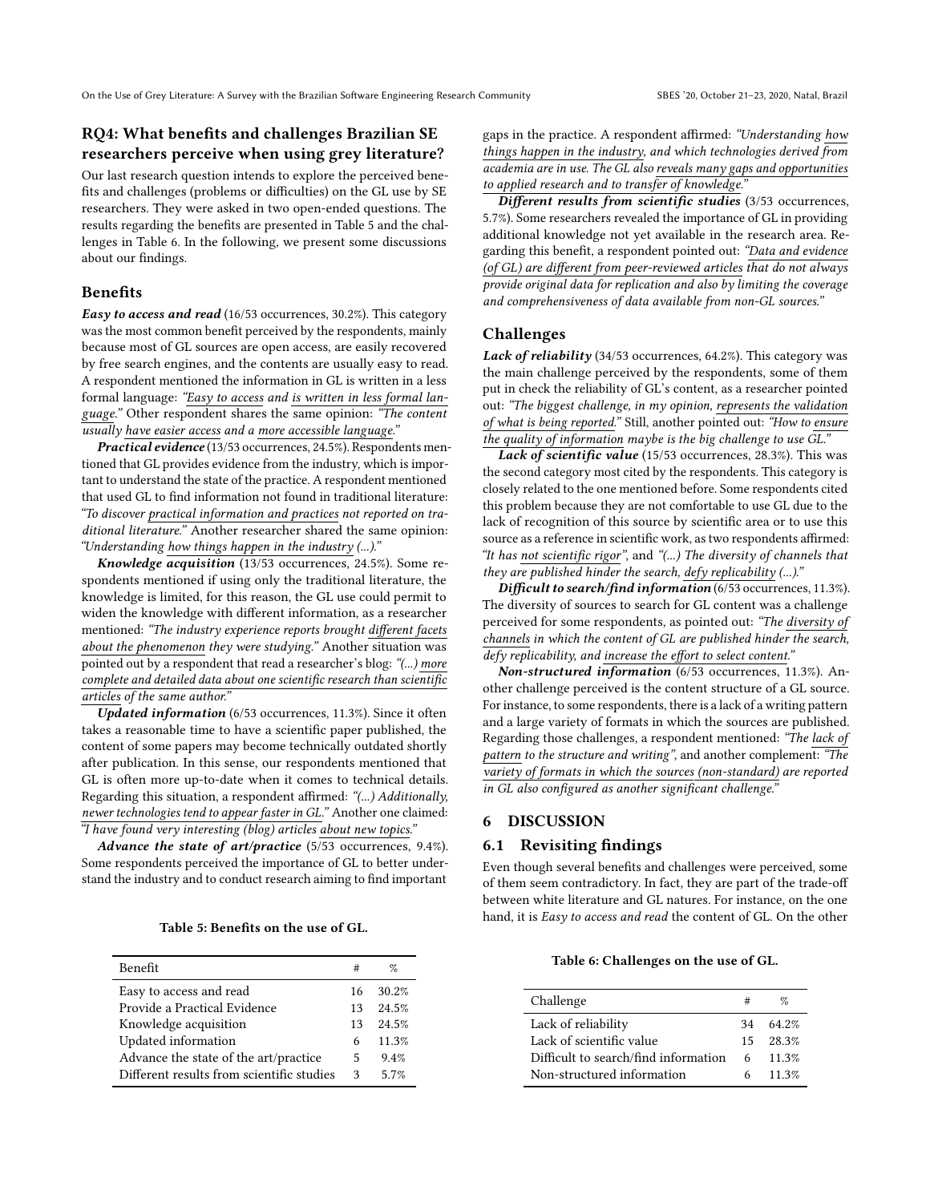## RQ4: What benefits and challenges Brazilian SE researchers perceive when using grey literature?

Our last research question intends to explore the perceived benefits and challenges (problems or difficulties) on the GL use by SE researchers. They were asked in two open-ended questions. The results regarding the benefits are presented in Table 5 and the challenges in Table 6. In the following, we present some discussions about our findings.

### Benefits

***Easy to access and read*** (16/53 occurrences, 30.2%). This category was the most common benefit perceived by the respondents, mainly because most of GL sources are open access, are easily recovered by free search engines, and the contents are usually easy to read. A respondent mentioned the information in GL is written in a less formal language: *"Easy to access and is written in less formal language."* Other respondent shares the same opinion: *"The content usually have easier access and a more accessible language."*

***Practical evidence*** (13/53 occurrences, 24.5%). Respondents mentioned that GL provides evidence from the industry, which is important to understand the state of the practice. A respondent mentioned that used GL to find information not found in traditional literature: *"To discover practical information and practices not reported on traditional literature."* Another researcher shared the same opinion: *"Understanding how things happen in the industry (...)."*

***Knowledge acquisition*** (13/53 occurrences, 24.5%). Some respondents mentioned if using only the traditional literature, the knowledge is limited, for this reason, the GL use could permit to widen the knowledge with different information, as a researcher mentioned: *"The industry experience reports brought different facets about the phenomenon they were studying."* Another situation was pointed out by a respondent that read a researcher's blog: *"(...) more complete and detailed data about one scientific research than scientific articles of the same author."*

***Updated information*** (6/53 occurrences, 11.3%). Since it often takes a reasonable time to have a scientific paper published, the content of some papers may become technically outdated shortly after publication. In this sense, our respondents mentioned that GL is often more up-to-date when it comes to technical details. Regarding this situation, a respondent affirmed: *"(...) Additionally, newer technologies tend to appear faster in GL."* Another one claimed: *"I have found very interesting (blog) articles about new topics."*

***Advance the state of art/practice*** (5/53 occurrences, 9.4%). Some respondents perceived the importance of GL to better understand the industry and to conduct research aiming to find important gaps in the practice. A respondent affirmed: *"Understanding how things happen in the industry, and which technologies derived from academia are in use. The GL also reveals many gaps and opportunities to applied research and to transfer of knowledge."*

***Different results from scientific studies*** (3/53 occurrences, 5.7%). Some researchers revealed the importance of GL in providing additional knowledge not yet available in the research area. Regarding this benefit, a respondent pointed out: *"Data and evidence (of GL) are different from peer-reviewed articles that do not always provide original data for replication and also by limiting the coverage and comprehensiveness of data available from non-GL sources."*

**Table 5: Benefits on the use of GL.**

| Benefit | # | % |
|---|---|---|
| Easy to access and read | 16 | 30.2% |
| Provide a Practical Evidence | 13 | 24.5% |
| Knowledge acquisition | 13 | 24.5% |
| Updated information | 6 | 11.3% |
| Advance the state of the art/practice | 5 | 9.4% |
| Different results from scientific studies | 3 | 5.7% |

### Challenges

***Lack of reliability*** (34/53 occurrences, 64.2%). This category was the main challenge perceived by the respondents, some of them put in check the reliability of GL's content, as a researcher pointed out: *"The biggest challenge, in my opinion, represents the validation of what is being reported."* Still, another pointed out: *"How to ensure the quality of information maybe is the big challenge to use GL."*

***Lack of scientific value*** (15/53 occurrences, 28.3%). This was the second category most cited by the respondents. This category is closely related to the one mentioned before. Some respondents cited this problem because they are not comfortable to use GL due to the lack of recognition of this source by scientific area or to use this source as a reference in scientific work, as two respondents affirmed: *"It has not scientific rigor"*, and *"(...) The diversity of channels that they are published hinder the search, defy replicability (...)."*

***Difficult to search/find information*** (6/53 occurrences, 11.3%). The diversity of sources to search for GL content was a challenge perceived for some respondents, as pointed out: *"The diversity of channels in which the content of GL are published hinder the search, defy replicability, and increase the effort to select content."*

***Non-structured information*** (6/53 occurrences, 11.3%). Another challenge perceived is the content structure of a GL source. For instance, to some respondents, there is a lack of a writing pattern and a large variety of formats in which the sources are published. Regarding those challenges, a respondent mentioned: *"The lack of pattern to the structure and writing"*, and another complement: *"The variety of formats in which the sources (non-standard) are reported in GL also configured as another significant challenge."*

**Table 6: Challenges on the use of GL.**

| Challenge | # | % |
|---|---|---|
| Lack of reliability | 34 | 64.2% |
| Lack of scientific value | 15 | 28.3% |
| Difficult to search/find information | 6 | 11.3% |
| Non-structured information | 6 | 11.3% |

## 6 DISCUSSION

### 6.1 Revisiting findings

Even though several benefits and challenges were perceived, some of them seem contradictory. In fact, they are part of the trade-off between white literature and GL natures. For instance, on the one hand, it is *Easy to access and read* the content of GL. On the other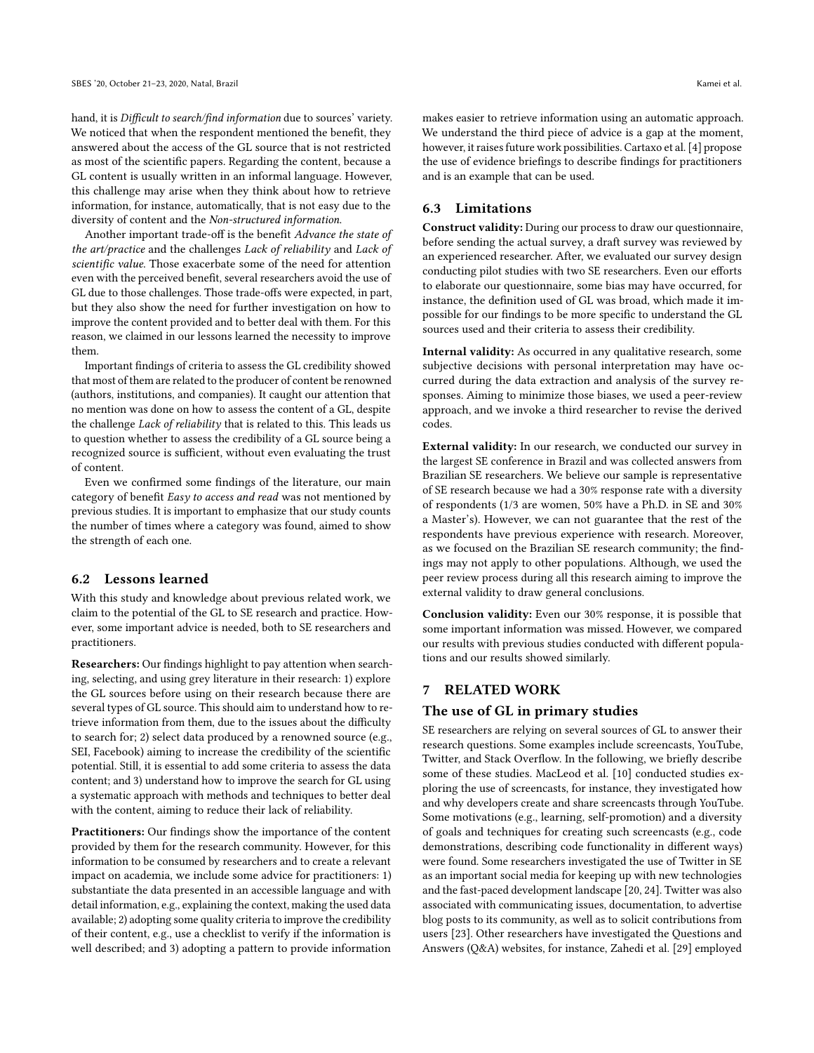hand, it is *Difficult to search/find information* due to sources' variety. We noticed that when the respondent mentioned the benefit, they answered about the access of the GL source that is not restricted as most of the scientific papers. Regarding the content, because a GL content is usually written in an informal language. However, this challenge may arise when they think about how to retrieve information, for instance, automatically, that is not easy due to the diversity of content and the *Non-structured information.*

Another important trade-off is the benefit *Advance the state of the art/practice* and the challenges *Lack of reliability* and *Lack of scientific value.* Those exacerbate some of the need for attention even with the perceived benefit, several researchers avoid the use of GL due to those challenges. Those trade-offs were expected, in part, but they also show the need for further investigation on how to improve the content provided and to better deal with them. For this reason, we claimed in our lessons learned the necessity to improve them.

Important findings of criteria to assess the GL credibility showed that most of them are related to the producer of content be renowned (authors, institutions, and companies). It caught our attention that no mention was done on how to assess the content of a GL, despite the challenge *Lack of reliability* that is related to this. This leads us to question whether to assess the credibility of a GL source being a recognized source is sufficient, without even evaluating the trust of content.

Even we confirmed some findings of the literature, our main category of benefit *Easy to access and read* was not mentioned by previous studies. It is important to emphasize that our study counts the number of times where a category was found, aimed to show the strength of each one.

## 6.2 Lessons learned

With this study and knowledge about previous related work, we claim to the potential of the GL to SE research and practice. However, some important advice is needed, both to SE researchers and practitioners.

**Researchers:** Our findings highlight to pay attention when searching, selecting, and using grey literature in their research: 1) explore the GL sources before using on their research because there are several types of GL source. This should aim to understand how to retrieve information from them, due to the issues about the difficulty to search for; 2) select data produced by a renowned source (e.g., SEI, Facebook) aiming to increase the credibility of the scientific potential. Still, it is essential to add some criteria to assess the data content; and 3) understand how to improve the search for GL using a systematic approach with methods and techniques to better deal with the content, aiming to reduce their lack of reliability.

**Practitioners:** Our findings show the importance of the content provided by them for the research community. However, for this information to be consumed by researchers and to create a relevant impact on academia, we include some advice for practitioners: 1) substantiate the data presented in an accessible language and with detail information, e.g., explaining the context, making the used data available; 2) adopting some quality criteria to improve the credibility of their content, e.g., use a checklist to verify if the information is well described; and 3) adopting a pattern to provide information makes easier to retrieve information using an automatic approach. We understand the third piece of advice is a gap at the moment, however, it raises future work possibilities. Cartaxo et al. [4] propose the use of evidence briefings to describe findings for practitioners and is an example that can be used.

## 6.3 Limitations

**Construct validity:** During our process to draw our questionnaire, before sending the actual survey, a draft survey was reviewed by an experienced researcher. After, we evaluated our survey design conducting pilot studies with two SE researchers. Even our efforts to elaborate our questionnaire, some bias may have occurred, for instance, the definition used of GL was broad, which made it impossible for our findings to be more specific to understand the GL sources used and their criteria to assess their credibility.

**Internal validity:** As occurred in any qualitative research, some subjective decisions with personal interpretation may have occurred during the data extraction and analysis of the survey responses. Aiming to minimize those biases, we used a peer-review approach, and we invoke a third researcher to revise the derived codes.

**External validity:** In our research, we conducted our survey in the largest SE conference in Brazil and was collected answers from Brazilian SE researchers. We believe our sample is representative of SE research because we had a 30% response rate with a diversity of respondents (1/3 are women, 50% have a Ph.D. in SE and 30% a Master's). However, we can not guarantee that the rest of the respondents have previous experience with research. Moreover, as we focused on the Brazilian SE research community; the findings may not apply to other populations. Although, we used the peer review process during all this research aiming to improve the external validity to draw general conclusions.

**Conclusion validity:** Even our 30% response, it is possible that some important information was missed. However, we compared our results with previous studies conducted with different populations and our results showed similarly.

# 7 RELATED WORK

### The use of GL in primary studies

SE researchers are relying on several sources of GL to answer their research questions. Some examples include screencasts, YouTube, Twitter, and Stack Overflow. In the following, we briefly describe some of these studies. MacLeod et al. [10] conducted studies exploring the use of screencasts, for instance, they investigated how and why developers create and share screencasts through YouTube. Some motivations (e.g., learning, self-promotion) and a diversity of goals and techniques for creating such screencasts (e.g., code demonstrations, describing code functionality in different ways) were found. Some researchers investigated the use of Twitter in SE as an important social media for keeping up with new technologies and the fast-paced development landscape [20, 24]. Twitter was also associated with communicating issues, documentation, to advertise blog posts to its community, as well as to solicit contributions from users [23]. Other researchers have investigated the Questions and Answers (Q&A) websites, for instance, Zahedi et al. [29] employed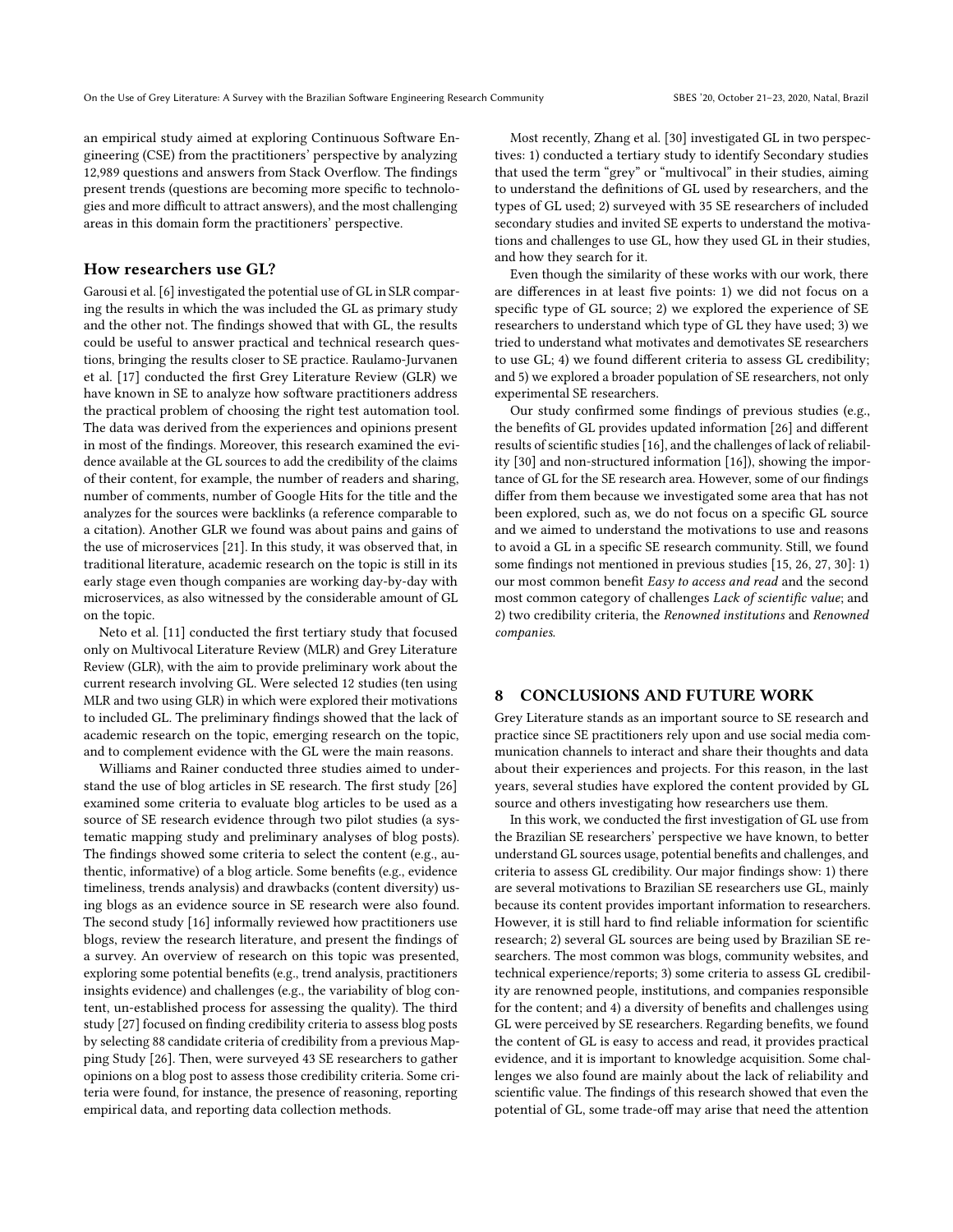an empirical study aimed at exploring Continuous Software Engineering (CSE) from the practitioners' perspective by analyzing 12,989 questions and answers from Stack Overflow. The findings present trends (questions are becoming more specific to technologies and more difficult to attract answers), and the most challenging areas in this domain form the practitioners' perspective.

### How researchers use GL?

Garousi et al. [6] investigated the potential use of GL in SLR comparing the results in which the was included the GL as primary study and the other not. The findings showed that with GL, the results could be useful to answer practical and technical research questions, bringing the results closer to SE practice. Raulamo-Jurvanen et al. [17] conducted the first Grey Literature Review (GLR) we have known in SE to analyze how software practitioners address the practical problem of choosing the right test automation tool. The data was derived from the experiences and opinions present in most of the findings. Moreover, this research examined the evidence available at the GL sources to add the credibility of the claims of their content, for example, the number of readers and sharing, number of comments, number of Google Hits for the title and the analyzes for the sources were backlinks (a reference comparable to a citation). Another GLR we found was about pains and gains of the use of microservices [21]. In this study, it was observed that, in traditional literature, academic research on the topic is still in its early stage even though companies are working day-by-day with microservices, as also witnessed by the considerable amount of GL on the topic.

Neto et al. [11] conducted the first tertiary study that focused only on Multivocal Literature Review (MLR) and Grey Literature Review (GLR), with the aim to provide preliminary work about the current research involving GL. Were selected 12 studies (ten using MLR and two using GLR) in which were explored their motivations to included GL. The preliminary findings showed that the lack of academic research on the topic, emerging research on the topic, and to complement evidence with the GL were the main reasons.

Williams and Rainer conducted three studies aimed to understand the use of blog articles in SE research. The first study [26] examined some criteria to evaluate blog articles to be used as a source of SE research evidence through two pilot studies (a systematic mapping study and preliminary analyses of blog posts). The findings showed some criteria to select the content (e.g., authentic, informative) of a blog article. Some benefits (e.g., evidence timeliness, trends analysis) and drawbacks (content diversity) using blogs as an evidence source in SE research were also found. The second study [16] informally reviewed how practitioners use blogs, review the research literature, and present the findings of a survey. An overview of research on this topic was presented, exploring some potential benefits (e.g., trend analysis, practitioners insights evidence) and challenges (e.g., the variability of blog content, un-established process for assessing the quality). The third study [27] focused on finding credibility criteria to assess blog posts by selecting 88 candidate criteria of credibility from a previous Mapping Study [26]. Then, were surveyed 43 SE researchers to gather opinions on a blog post to assess those credibility criteria. Some criteria were found, for instance, the presence of reasoning, reporting empirical data, and reporting data collection methods.

Most recently, Zhang et al. [30] investigated GL in two perspectives: 1) conducted a tertiary study to identify Secondary studies that used the term "grey" or "multivocal" in their studies, aiming to understand the definitions of GL used by researchers, and the types of GL used; 2) surveyed with 35 SE researchers of included secondary studies and invited SE experts to understand the motivations and challenges to use GL, how they used GL in their studies, and how they search for it.

Even though the similarity of these works with our work, there are differences in at least five points: 1) we did not focus on a specific type of GL source; 2) we explored the experience of SE researchers to understand which type of GL they have used; 3) we tried to understand what motivates and demotivates SE researchers to use GL; 4) we found different criteria to assess GL credibility; and 5) we explored a broader population of SE researchers, not only experimental SE researchers.

Our study confirmed some findings of previous studies (e.g., the benefits of GL provides updated information [26] and different results of scientific studies [16], and the challenges of lack of reliability [30] and non-structured information [16]), showing the importance of GL for the SE research area. However, some of our findings differ from them because we investigated some area that has not been explored, such as, we do not focus on a specific GL source and we aimed to understand the motivations to use and reasons to avoid a GL in a specific SE research community. Still, we found some findings not mentioned in previous studies [15, 26, 27, 30]: 1) our most common benefit *Easy to access and read* and the second most common category of challenges *Lack of scientific value*; and 2) two credibility criteria, the *Renowned institutions* and *Renowned companies*.

## 8 CONCLUSIONS AND FUTURE WORK

Grey Literature stands as an important source to SE research and practice since SE practitioners rely upon and use social media communication channels to interact and share their thoughts and data about their experiences and projects. For this reason, in the last years, several studies have explored the content provided by GL source and others investigating how researchers use them.

In this work, we conducted the first investigation of GL use from the Brazilian SE researchers' perspective we have known, to better understand GL sources usage, potential benefits and challenges, and criteria to assess GL credibility. Our major findings show: 1) there are several motivations to Brazilian SE researchers use GL, mainly because its content provides important information to researchers. However, it is still hard to find reliable information for scientific research; 2) several GL sources are being used by Brazilian SE researchers. The most common was blogs, community websites, and technical experience/reports; 3) some criteria to assess GL credibility are renowned people, institutions, and companies responsible for the content; and 4) a diversity of benefits and challenges using GL were perceived by SE researchers. Regarding benefits, we found the content of GL is easy to access and read, it provides practical evidence, and it is important to knowledge acquisition. Some challenges we also found are mainly about the lack of reliability and scientific value. The findings of this research showed that even the potential of GL, some trade-off may arise that need the attention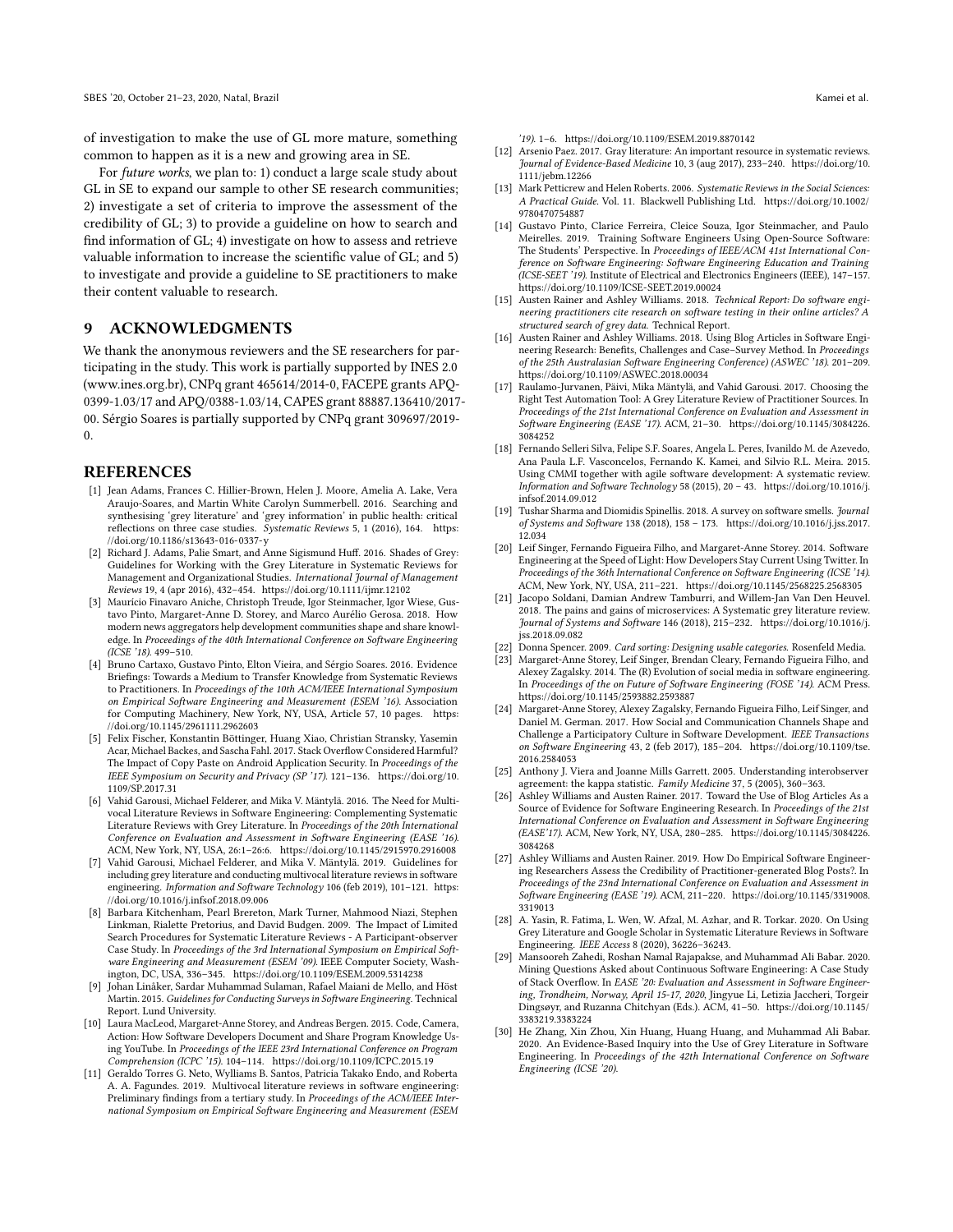of investigation to make the use of GL more mature, something common to happen as it is a new and growing area in SE.

For *future works*, we plan to: 1) conduct a large scale study about GL in SE to expand our sample to other SE research communities; 2) investigate a set of criteria to improve the assessment of the credibility of GL; 3) to provide a guideline on how to search and find information of GL; 4) investigate on how to assess and retrieve valuable information to increase the scientific value of GL; and 5) to investigate and provide a guideline to SE practitioners to make their content valuable to research.

## 9 ACKNOWLEDGMENTS

We thank the anonymous reviewers and the SE researchers for participating in the study. This work is partially supported by INES 2.0 (www.ines.org.br), CNPq grant 465614/2014-0, FACEPE grants APQ-0399-1.03/17 and APQ/0388-1.03/14, CAPES grant 88887.136410/2017-00. Sérgio Soares is partially supported by CNPq grant 309697/2019-0.

## REFERENCES

[1] Jean Adams, Frances C. Hillier-Brown, Helen J. Moore, Amelia A. Lake, Vera Araujo-Soares, and Martin White Carolyn Summerbell. 2016. Searching and synthesising 'grey literature' and 'grey information' in public health: critical reflections on three case studies. *Systematic Reviews* 5, 1 (2016), 164. https://doi.org/10.1186/s13643-016-0337-y

[2] Richard J. Adams, Palie Smart, and Anne Sigismund Huff. 2016. Shades of Grey: Guidelines for Working with the Grey Literature in Systematic Reviews for Management and Organizational Studies. *International Journal of Management Reviews* 19, 4 (apr 2016), 432–454. https://doi.org/10.1111/ijmr.12102

[3] Maurício Finavaro Aniche, Christoph Treude, Igor Steinmacher, Igor Wiese, Gustavo Pinto, Margaret-Anne D. Storey, and Marco Aurélio Gerosa. 2018. How modern news aggregators help development communities shape and share knowledge. In *Proceedings of the 40th International Conference on Software Engineering (ICSE '18)*. 499–510.

[4] Bruno Cartaxo, Gustavo Pinto, Elton Vieira, and Sérgio Soares. 2016. Evidence Briefings: Towards a Medium to Transfer Knowledge from Systematic Reviews to Practitioners. In *Proceedings of the 10th ACM/IEEE International Symposium on Empirical Software Engineering and Measurement (ESEM '16)*. Association for Computing Machinery, New York, NY, USA, Article 57, 10 pages. https://doi.org/10.1145/2961111.2962603

[5] Felix Fischer, Konstantin Böttinger, Huang Xiao, Christian Stransky, Yasemin Acar, Michael Backes, and Sascha Fahl. 2017. Stack Overflow Considered Harmful? The Impact of Copy Paste on Android Application Security. In *Proceedings of the IEEE Symposium on Security and Privacy (SP '17)*. 121–136. https://doi.org/10.1109/SP.2017.31

[6] Vahid Garousi, Michael Felderer, and Mika V. Mäntylä. 2016. The Need for Multivocal Literature Reviews in Software Engineering: Complementing Systematic Literature Reviews with Grey Literature. In *Proceedings of the 20th International Conference on Evaluation and Assessment in Software Engineering (EASE '16)*. ACM, New York, NY, USA, 26:1–26:6. https://doi.org/10.1145/2915970.2916008

[7] Vahid Garousi, Michael Felderer, and Mika V. Mäntylä. 2019. Guidelines for including grey literature and conducting multivocal literature reviews in software engineering. *Information and Software Technology* 106 (feb 2019), 101–121. https://doi.org/10.1016/j.infsof.2018.09.006

[8] Barbara Kitchenham, Pearl Brereton, Mark Turner, Mahmood Niazi, Stephen Linkman, Rialette Pretorius, and David Budgen. 2009. The Impact of Limited Search Procedures for Systematic Literature Reviews - A Participant-observer Case Study. In *Proceedings of the 3rd International Symposium on Empirical Software Engineering and Measurement (ESEM '09)*. IEEE Computer Society, Washington, DC, USA, 336–345. https://doi.org/10.1109/ESEM.2009.5314238

[9] Johan Linåker, Sardar Muhammad Sulaman, Rafael Maiani de Mello, and Höst Martin. 2015. *Guidelines for Conducting Surveys in Software Engineering*. Technical Report. Lund University.

[10] Laura MacLeod, Margaret-Anne Storey, and Andreas Bergen. 2015. Code, Camera, Action: How Software Developers Document and Share Program Knowledge Using YouTube. In *Proceedings of the IEEE 23rd International Conference on Program Comprehension (ICPC '15)*. 104–114. https://doi.org/10.1109/ICPC.2015.19

[11] Geraldo Torres G. Neto, Wylliams B. Santos, Patricia Takako Endo, and Roberta A. A. Fagundes. 2019. Multivocal literature reviews in software engineering: Preliminary findings from a tertiary study. In *Proceedings of the ACM/IEEE International Symposium on Empirical Software Engineering and Measurement (ESEM '19)*. 1–6. https://doi.org/10.1109/ESEM.2019.8870142

[12] Arsenio Paez. 2017. Gray literature: An important resource in systematic reviews. *Journal of Evidence-Based Medicine* 10, 3 (aug 2017), 233–240. https://doi.org/10.1111/jebm.12266

[13] Mark Petticrew and Helen Roberts. 2006. *Systematic Reviews in the Social Sciences: A Practical Guide*. Vol. 11. Blackwell Publishing Ltd. https://doi.org/10.1002/9780470754887

[14] Gustavo Pinto, Clarice Ferreira, Cleice Souza, Igor Steinmacher, and Paulo Meirelles. 2019. Training Software Engineers Using Open-Source Software: The Students' Perspective. In *Proceedings of IEEE/ACM 41st International Conference on Software Engineering: Software Engineering Education and Training (ICSE-SEET '19)*. Institute of Electrical and Electronics Engineers (IEEE), 147–157. https://doi.org/10.1109/ICSE-SEET.2019.00024

[15] Austen Rainer and Ashley Williams. 2018. *Technical Report: Do software engineering practitioners cite research on software testing in their online articles? A structured search of grey data*. Technical Report.

[16] Austen Rainer and Ashley Williams. 2018. Using Blog Articles in Software Engineering Research: Benefits, Challenges and Case–Survey Method. In *Proceedings of the 25th Australasian Software Engineering Conference) (ASWEC '18)*. 201–209. https://doi.org/10.1109/ASWEC.2018.00034

[17] Raulamo-Jurvanen, Päivi, Mika Mäntylä, and Vahid Garousi. 2017. Choosing the Right Test Automation Tool: A Grey Literature Review of Practitioner Sources. In *Proceedings of the 21st International Conference on Evaluation and Assessment in Software Engineering (EASE '17)*. ACM, 21–30. https://doi.org/10.1145/3084226.3084252

[18] Fernando Selleri Silva, Felipe S.F. Soares, Angela L. Peres, Ivanildo M. de Azevedo, Ana Paula L.F. Vasconcelos, Fernando K. Kamei, and Silvio R.L. Meira. 2015. Using CMMI together with agile software development: A systematic review. *Information and Software Technology* 58 (2015), 20 – 43. https://doi.org/10.1016/j.infsof.2014.09.012

[19] Tushar Sharma and Diomidis Spinellis. 2018. A survey on software smells. *Journal of Systems and Software* 138 (2018), 158 – 173. https://doi.org/10.1016/j.jss.2017.12.034

[20] Leif Singer, Fernando Figueira Filho, and Margaret-Anne Storey. 2014. Software Engineering at the Speed of Light: How Developers Stay Current Using Twitter. In *Proceedings of the 36th International Conference on Software Engineering (ICSE '14)*. ACM, New York, NY, USA, 211–221. https://doi.org/10.1145/2568225.2568305

[21] Jacopo Soldani, Damian Andrew Tamburri, and Willem-Jan Van Den Heuvel. 2018. The pains and gains of microservices: A Systematic grey literature review. *Journal of Systems and Software* 146 (2018), 215–232. https://doi.org/10.1016/j.jss.2018.09.082

[22] Donna Spencer. 2009. *Card sorting: Designing usable categories*. Rosenfeld Media.

[23] Margaret-Anne Storey, Leif Singer, Brendan Cleary, Fernando Figueira Filho, and Alexey Zagalsky. 2014. The (R) Evolution of social media in software engineering. In *Proceedings of the on Future of Software Engineering (FOSE '14)*. ACM Press. https://doi.org/10.1145/2593882.2593887

[24] Margaret-Anne Storey, Alexey Zagalsky, Fernando Figueira Filho, Leif Singer, and Daniel M. German. 2017. How Social and Communication Channels Shape and Challenge a Participatory Culture in Software Development. *IEEE Transactions on Software Engineering* 43, 2 (feb 2017), 185–204. https://doi.org/10.1109/tse.2016.2584053

[25] Anthony J. Viera and Joanne Mills Garrett. 2005. Understanding interobserver agreement: the kappa statistic. *Family Medicine* 37, 5 (2005), 360–363.

[26] Ashley Williams and Austen Rainer. 2017. Toward the Use of Blog Articles As a Source of Evidence for Software Engineering Research. In *Proceedings of the 21st International Conference on Evaluation and Assessment in Software Engineering (EASE'17)*. ACM, New York, NY, USA, 280–285. https://doi.org/10.1145/3084226.3084268

[27] Ashley Williams and Austen Rainer. 2019. How Do Empirical Software Engineering Researchers Assess the Credibility of Practitioner-generated Blog Posts?. In *Proceedings of the 23nd International Conference on Evaluation and Assessment in Software Engineering (EASE '19)*. ACM, 211–220. https://doi.org/10.1145/3319008.3319013

[28] A. Yasin, R. Fatima, L. Wen, W. Afzal, M. Azhar, and R. Torkar. 2020. On Using Grey Literature and Google Scholar in Systematic Literature Reviews in Software Engineering. *IEEE Access* 8 (2020), 36226–36243.

[29] Mansooreh Zahedi, Roshan Namal Rajapakse, and Muhammad Ali Babar. 2020. Mining Questions Asked about Continuous Software Engineering: A Case Study of Stack Overflow. In *EASE '20: Evaluation and Assessment in Software Engineering, Trondheim, Norway, April 15-17, 2020*, Jingyue Li, Letizia Jaccheri, Torgeir Dingsøyr, and Ruzanna Chitchyan (Eds.). ACM, 41–50. https://doi.org/10.1145/3383219.3383224

[30] He Zhang, Xin Zhou, Xin Huang, Huang Huang, and Muhammad Ali Babar. 2020. An Evidence-Based Inquiry into the Use of Grey Literature in Software Engineering. In *Proceedings of the 42th International Conference on Software Engineering (ICSE '20)*.